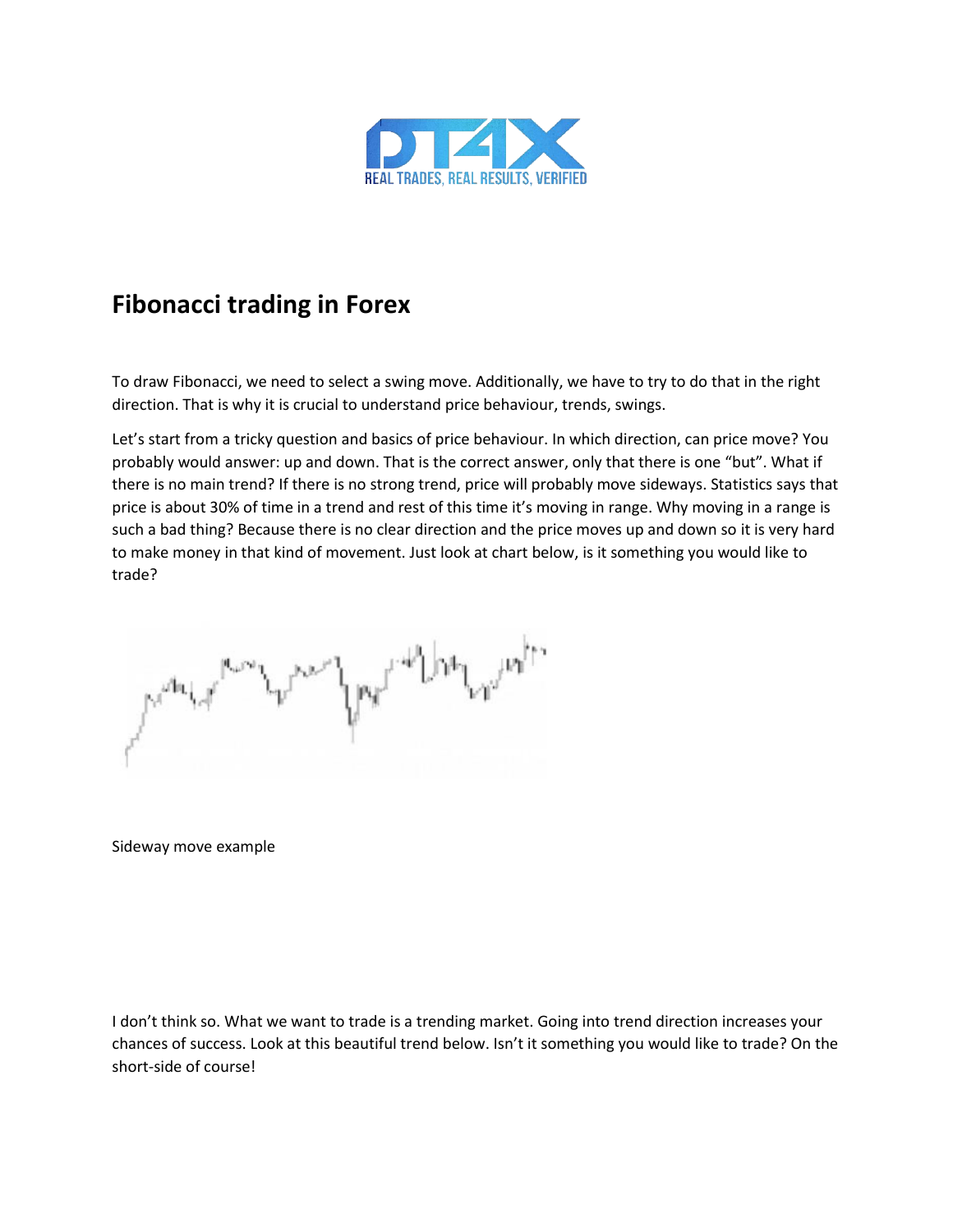# Fibonacci trading in Forex

To draw Fibonacci, we need to select a swing move. Additionally, we have to try to do that in the right direction. That is why it is crucial to understand price behaviour, trends, swings.

Let's start from a tricky question and basics of price behaviour. In which direction, can price move? You probably would answer: up and down. That is the correct answer, only that there is one "but". What if there is no main trend? If there is no strong trend, price will probably move sideways. Statistics says that price is about 30% of time in a trend and rest of this time it's moving in range. Why moving in a range is such a bad thing? Because there is no clear direction and the price moves up and down so it is very hard to make money in that kind of movement. Just look at chart below, is it something you would like to trade?

Sideway move example

I don't think so. What we want to trade is a trending market. Going into trend direction increases your chances of success. Look at this beautiful trend below. Isn't it something you would like to trade? On the short-side of course!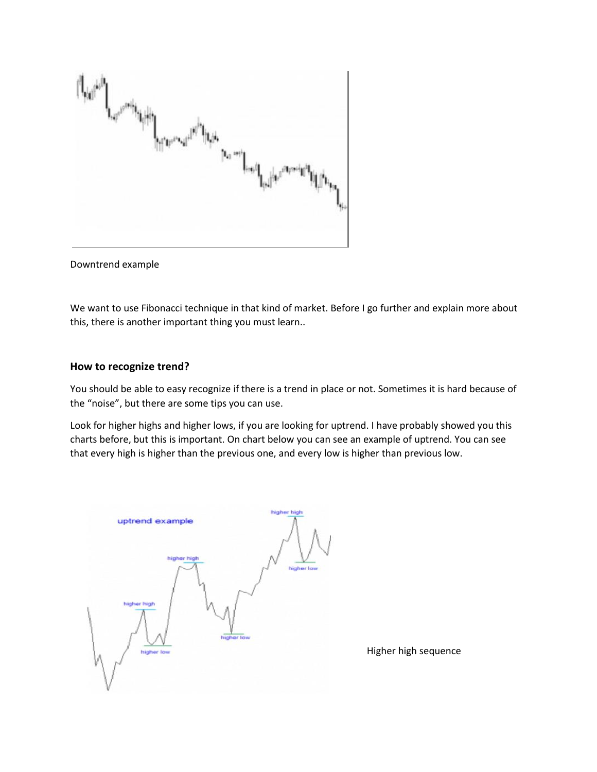Downtrend example

We want to use Fibonacci technique in that kind of market. Before I go further and explain more about this, there is another important thing you must learn..

### How to recognize trend?

You should be able to easy recognize if there is a trend in place or not. Sometimes it is hard because of the “noise”, but there are some tips you can use.

Look for higher highs and higher lows, if you are looking for uptrend. I have probably showed you this charts before, but this is important. On chart below you can see an example of uptrend. You can see that every high is higher than the previous one, and every low is higher than previous low.

Higher high sequence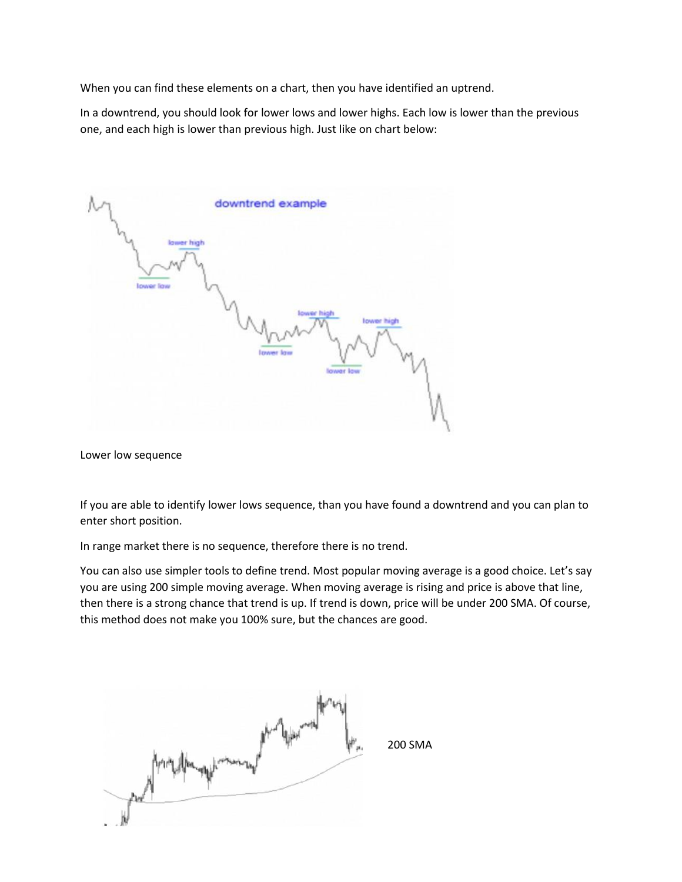When you can find these elements on a chart, then you have identified an uptrend.

In a downtrend, you should look for lower lows and lower highs. Each low is lower than the previous one, and each high is lower than previous high. Just like on chart below:

Lower low sequence

If you are able to identify lower lows sequence, than you have found a downtrend and you can plan to enter short position.

In range market there is no sequence, therefore there is no trend.

You can also use simpler tools to define trend. Most popular moving average is a good choice. Let's say you are using 200 simple moving average. When moving average is rising and price is above that line, then there is a strong chance that trend is up. If trend is down, price will be under 200 SMA. Of course, this method does not make you 100% sure, but the chances are good.

200 SMA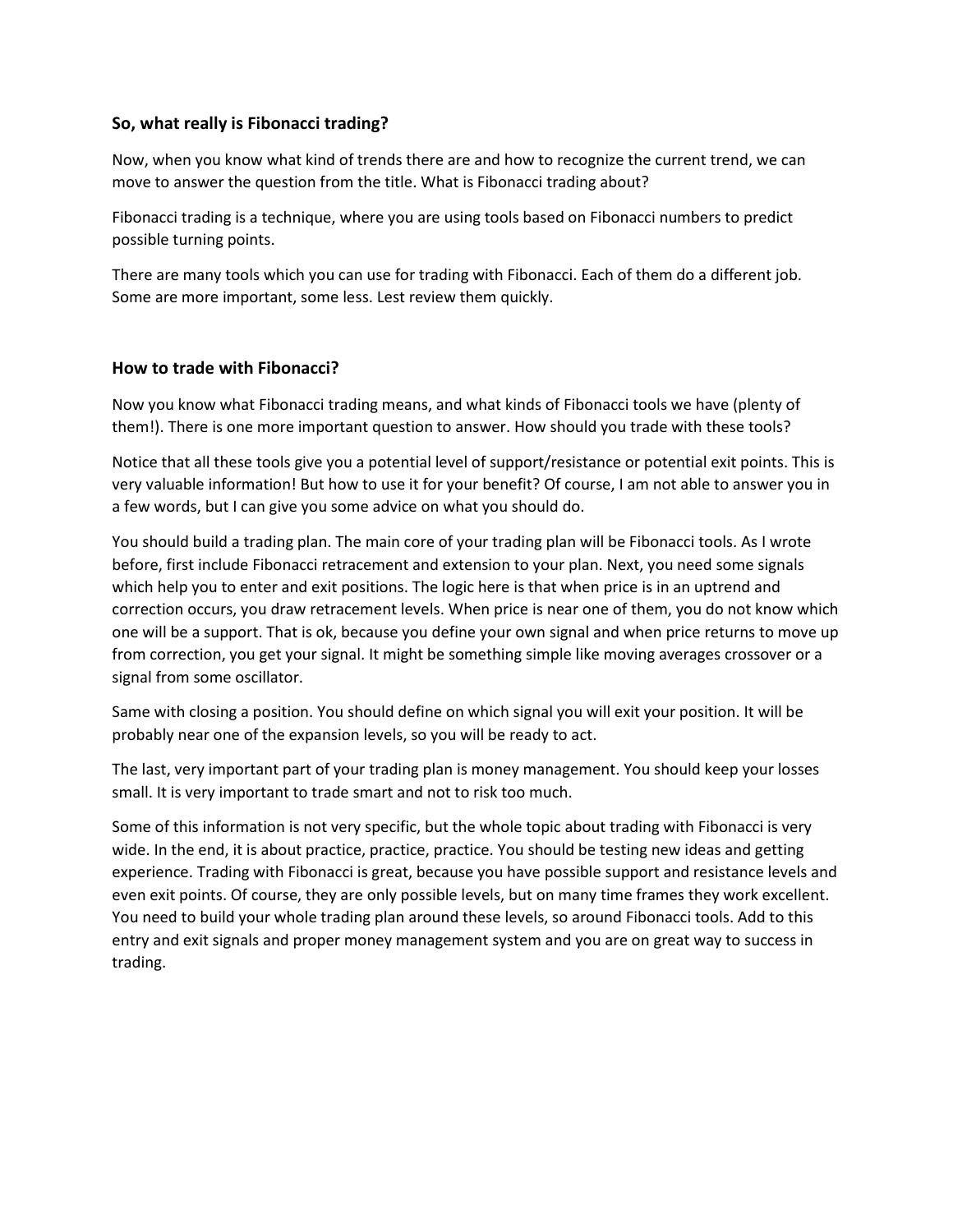### So, what really is Fibonacci trading?

Now, when you know what kind of trends there are and how to recognize the current trend, we can move to answer the question from the title. What is Fibonacci trading about?

Fibonacci trading is a technique, where you are using tools based on Fibonacci numbers to predict possible turning points.

There are many tools which you can use for trading with Fibonacci. Each of them do a different job. Some are more important, some less. Lest review them quickly.

### How to trade with Fibonacci?

Now you know what Fibonacci trading means, and what kinds of Fibonacci tools we have (plenty of them!). There is one more important question to answer. How should you trade with these tools?

Notice that all these tools give you a potential level of support/resistance or potential exit points. This is very valuable information! But how to use it for your benefit? Of course, I am not able to answer you in a few words, but I can give you some advice on what you should do.

You should build a trading plan. The main core of your trading plan will be Fibonacci tools. As I wrote before, first include Fibonacci retracement and extension to your plan. Next, you need some signals which help you to enter and exit positions. The logic here is that when price is in an uptrend and correction occurs, you draw retracement levels. When price is near one of them, you do not know which one will be a support. That is ok, because you define your own signal and when price returns to move up from correction, you get your signal. It might be something simple like moving averages crossover or a signal from some oscillator.

Same with closing a position. You should define on which signal you will exit your position. It will be probably near one of the expansion levels, so you will be ready to act.

The last, very important part of your trading plan is money management. You should keep your losses small. It is very important to trade smart and not to risk too much.

Some of this information is not very specific, but the whole topic about trading with Fibonacci is very wide. In the end, it is about practice, practice, practice. You should be testing new ideas and getting experience. Trading with Fibonacci is great, because you have possible support and resistance levels and even exit points. Of course, they are only possible levels, but on many time frames they work excellent. You need to build your whole trading plan around these levels, so around Fibonacci tools. Add to this entry and exit signals and proper money management system and you are on great way to success in trading.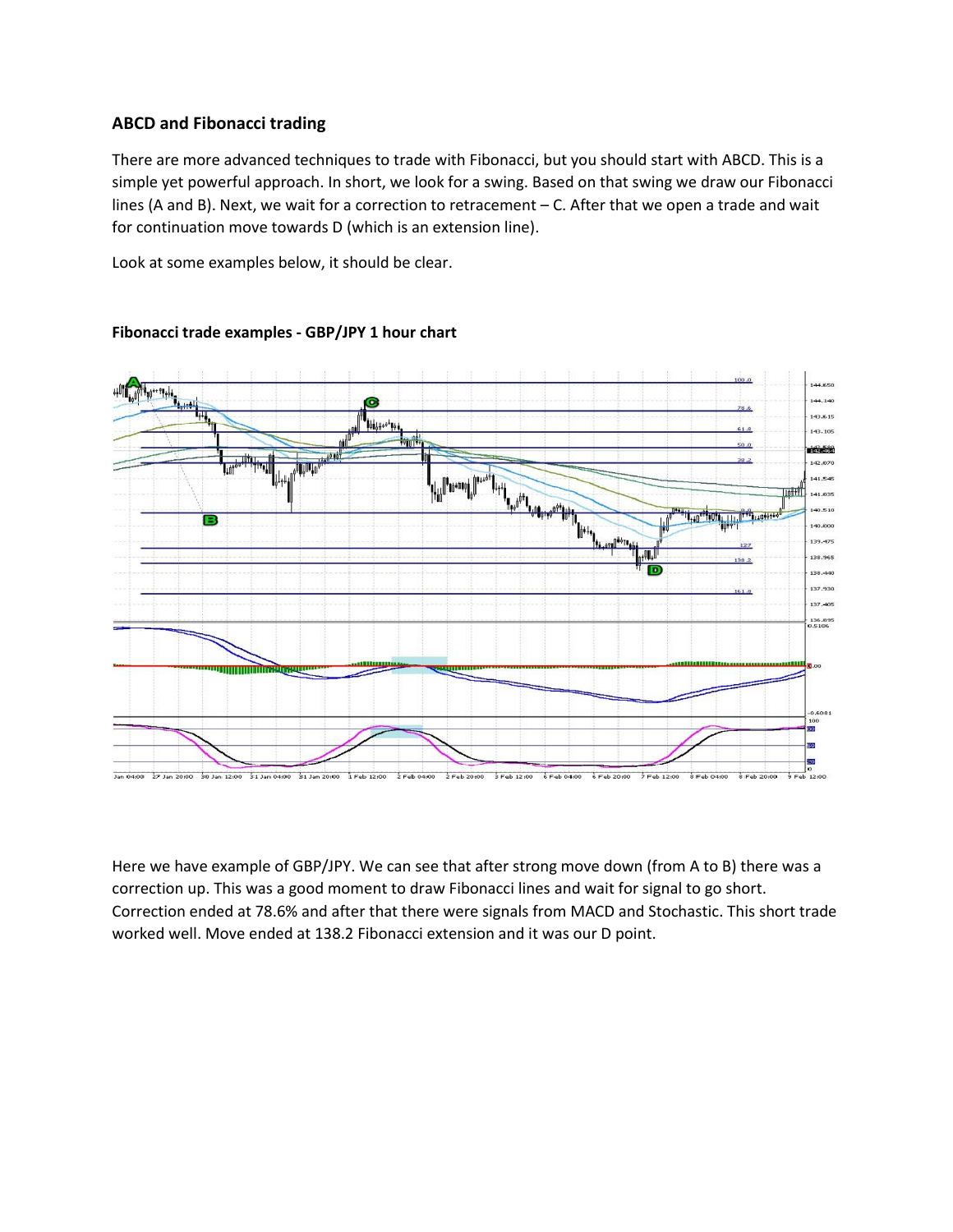### ABCD and Fibonacci trading

There are more advanced techniques to trade with Fibonacci, but you should start with ABCD. This is a simple yet powerful approach. In short, we look for a swing. Based on that swing we draw our Fibonacci lines (A and B). Next, we wait for a correction to retracement – C. After that we open a trade and wait for continuation move towards D (which is an extension line).

Look at some examples below, it should be clear.

### Fibonacci trade examples - GBP/JPY 1 hour chart

Here we have example of GBP/JPY. We can see that after strong move down (from A to B) there was a correction up. This was a good moment to draw Fibonacci lines and wait for signal to go short. Correction ended at 78.6% and after that there were signals from MACD and Stochastic. This short trade worked well. Move ended at 138.2 Fibonacci extension and it was our D point.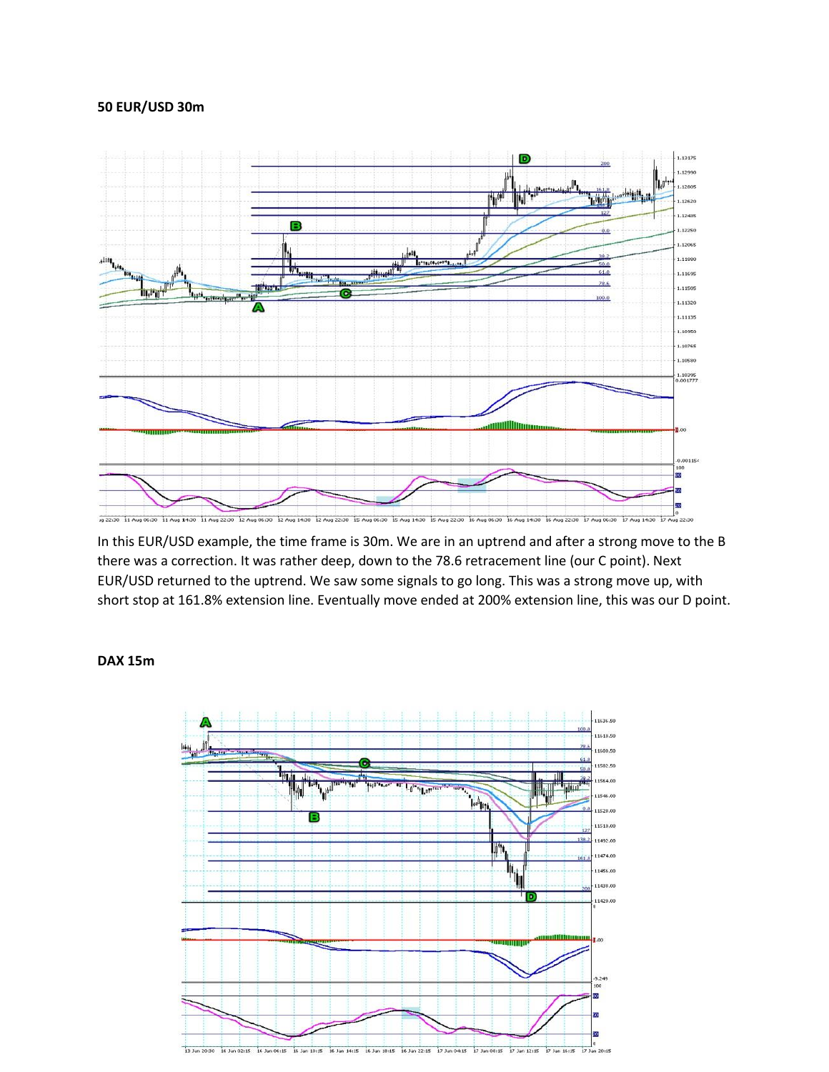**50 EUR/USD 30m**

In this EUR/USD example, the time frame is 30m. We are in an uptrend and after a strong move to the B there was a correction. It was rather deep, down to the 78.6 retracement line (our C point). Next EUR/USD returned to the uptrend. We saw some signals to go long. This was a strong move up, with short stop at 161.8% extension line. Eventually move ended at 200% extension line, this was our D point.

**DAX 15m**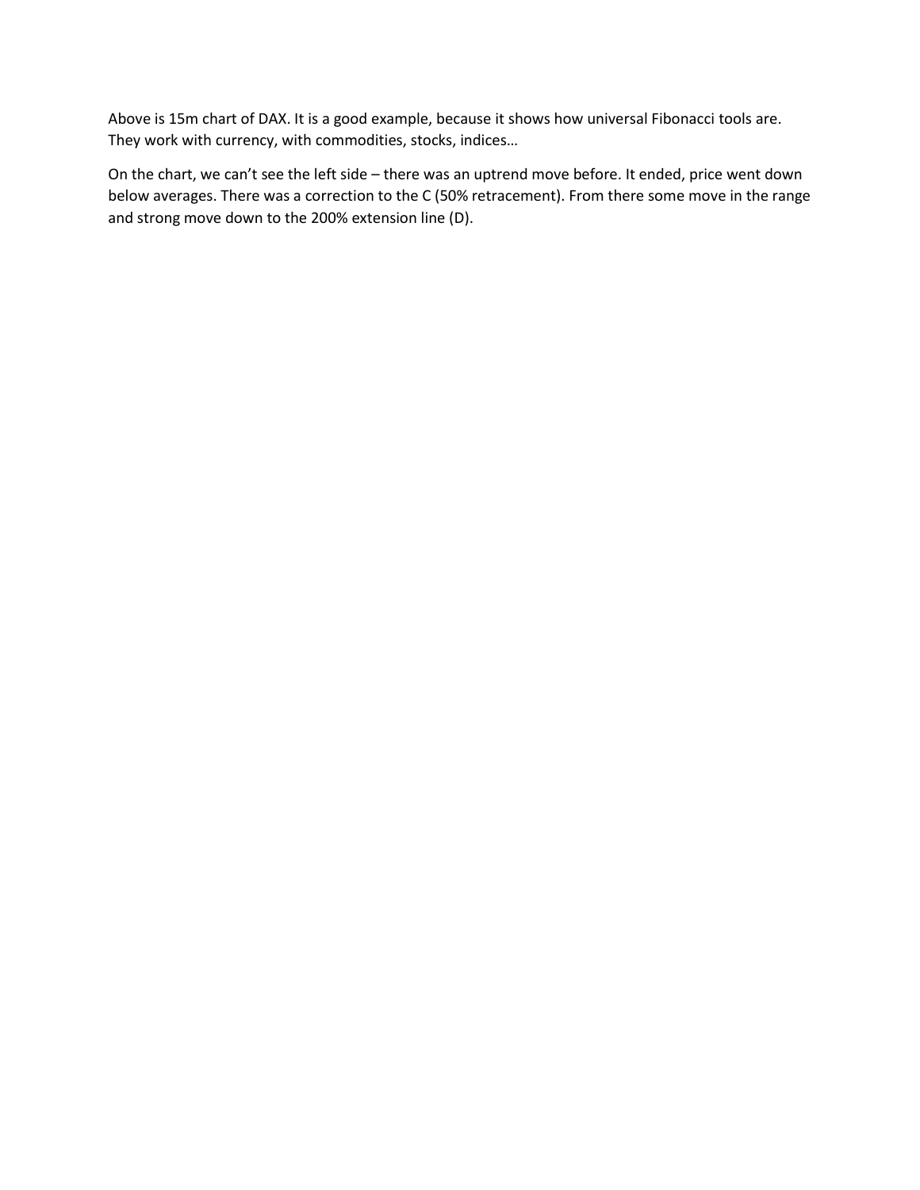Above is 15m chart of DAX. It is a good example, because it shows how universal Fibonacci tools are. They work with currency, with commodities, stocks, indices…

On the chart, we can't see the left side – there was an uptrend move before. It ended, price went down below averages. There was a correction to the C (50% retracement). From there some move in the range and strong move down to the 200% extension line (D).